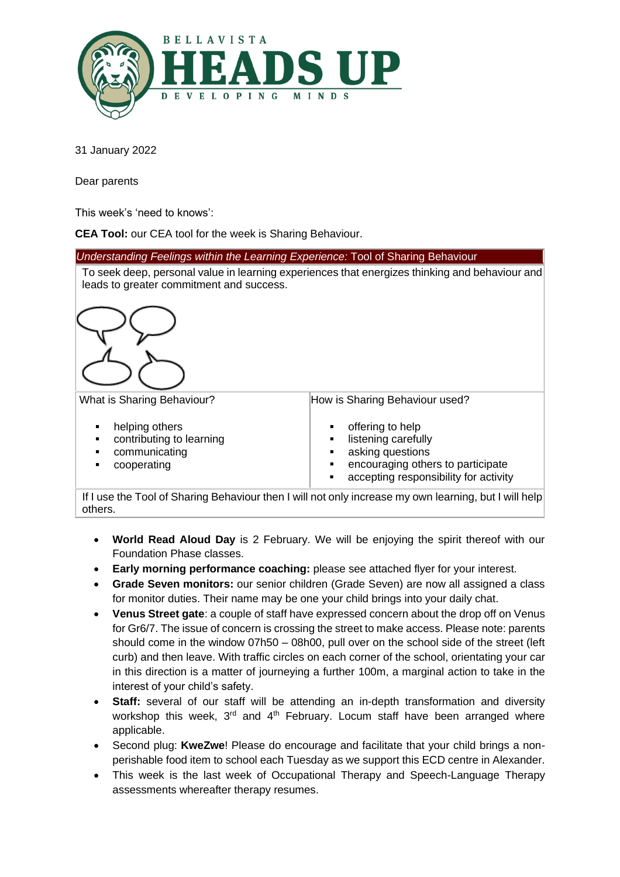BELLAVISTA
# HEADS UP
DEVELOPING MINDS

31 January 2022

Dear parents

This week's 'need to knows':

**CEA Tool:** our CEA tool for the week is Sharing Behaviour.

| *Understanding Feelings within the Learning Experience:* Tool of Sharing Behaviour | |
|---|---|
| To seek deep, personal value in learning experiences that energizes thinking and behaviour and leads to greater commitment and success. | |
| What is Sharing Behaviour?<br>▪ helping others<br>▪ contributing to learning<br>▪ communicating<br>▪ cooperating | How is Sharing Behaviour used?<br>▪ offering to help<br>▪ listening carefully<br>▪ asking questions<br>▪ encouraging others to participate<br>▪ accepting responsibility for activity |
| If I use the Tool of Sharing Behaviour then I will not only increase my own learning, but I will help others. | |

- **World Read Aloud Day** is 2 February. We will be enjoying the spirit thereof with our Foundation Phase classes.
- **Early morning performance coaching:** please see attached flyer for your interest.
- **Grade Seven monitors:** our senior children (Grade Seven) are now all assigned a class for monitor duties. Their name may be one your child brings into your daily chat.
- **Venus Street gate**: a couple of staff have expressed concern about the drop off on Venus for Gr6/7. The issue of concern is crossing the street to make access. Please note: parents should come in the window 07h50 – 08h00, pull over on the school side of the street (left curb) and then leave. With traffic circles on each corner of the school, orientating your car in this direction is a matter of journeying a further 100m, a marginal action to take in the interest of your child's safety.
- **Staff:** several of our staff will be attending an in-depth transformation and diversity workshop this week, 3rd and 4th February. Locum staff have been arranged where applicable.
- Second plug: **KweZwe**! Please do encourage and facilitate that your child brings a non-perishable food item to school each Tuesday as we support this ECD centre in Alexander.
- This week is the last week of Occupational Therapy and Speech-Language Therapy assessments whereafter therapy resumes.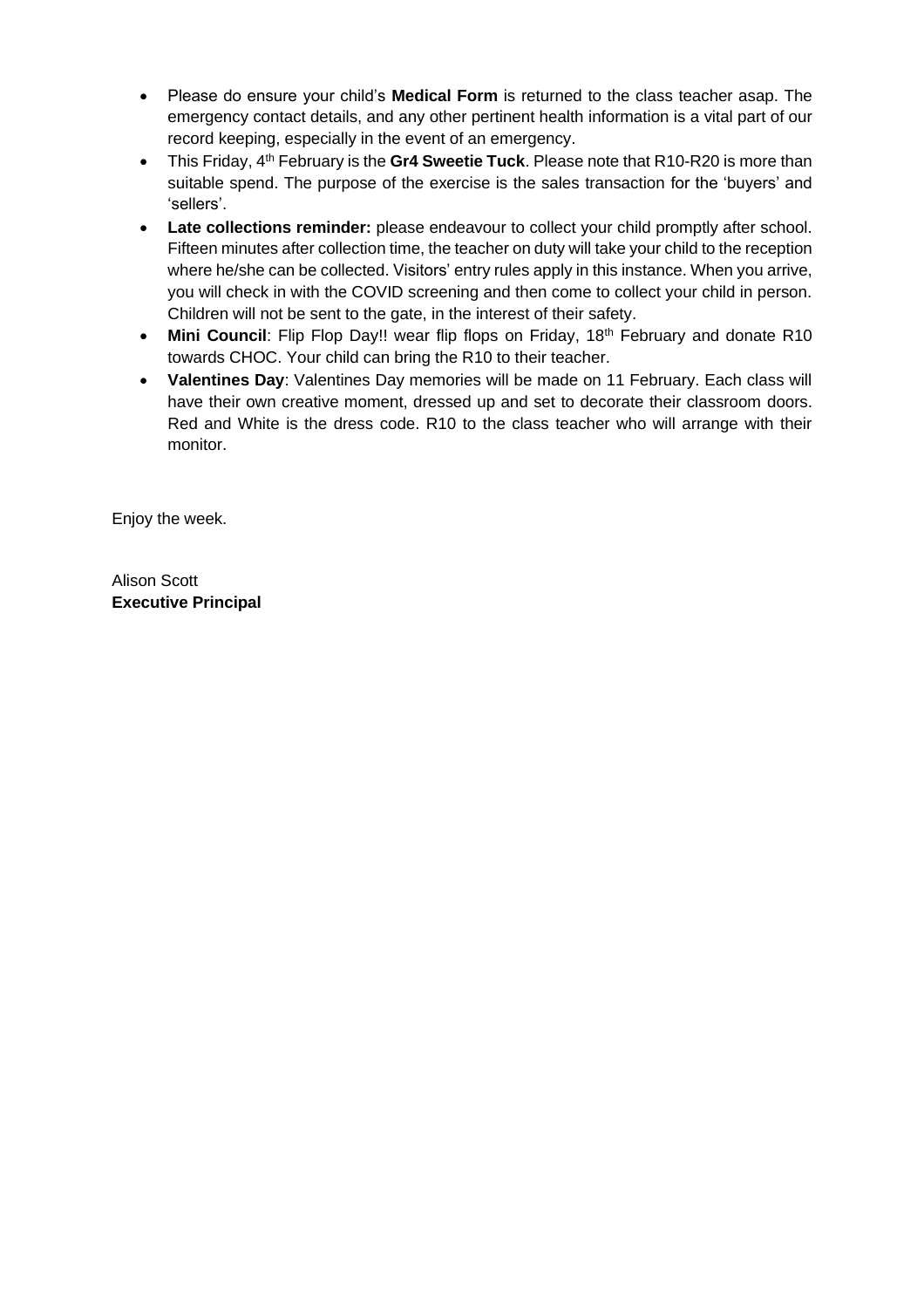- Please do ensure your child's **Medical Form** is returned to the class teacher asap. The emergency contact details, and any other pertinent health information is a vital part of our record keeping, especially in the event of an emergency.
- This Friday, 4th February is the **Gr4 Sweetie Tuck**. Please note that R10-R20 is more than suitable spend. The purpose of the exercise is the sales transaction for the 'buyers' and 'sellers'.
- **Late collections reminder:** please endeavour to collect your child promptly after school. Fifteen minutes after collection time, the teacher on duty will take your child to the reception where he/she can be collected. Visitors' entry rules apply in this instance. When you arrive, you will check in with the COVID screening and then come to collect your child in person. Children will not be sent to the gate, in the interest of their safety.
- **Mini Council**: Flip Flop Day!! wear flip flops on Friday, 18th February and donate R10 towards CHOC. Your child can bring the R10 to their teacher.
- **Valentines Day**: Valentines Day memories will be made on 11 February. Each class will have their own creative moment, dressed up and set to decorate their classroom doors. Red and White is the dress code. R10 to the class teacher who will arrange with their monitor.

Enjoy the week.

Alison Scott
**Executive Principal**